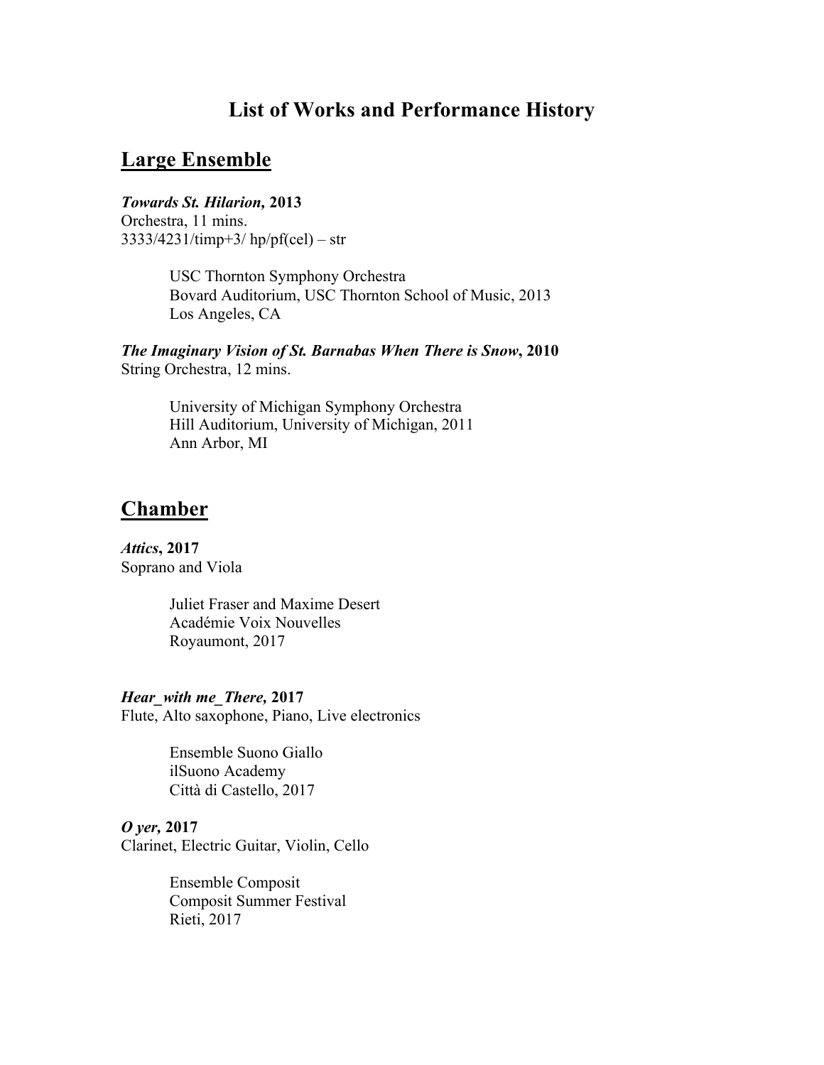# List of Works and Performance History

## Large Ensemble

***Towards St. Hilarion,* 2013**
Orchestra, 11 mins.
3333/4231/timp+3/ hp/pf(cel) – str

> USC Thornton Symphony Orchestra
> Bovard Auditorium, USC Thornton School of Music, 2013
> Los Angeles, CA

***The Imaginary Vision of St. Barnabas When There is Snow*, 2010**
String Orchestra, 12 mins.

> University of Michigan Symphony Orchestra
> Hill Auditorium, University of Michigan, 2011
> Ann Arbor, MI

## Chamber

***Attics*, 2017**
Soprano and Viola

> Juliet Fraser and Maxime Desert
> Académie Voix Nouvelles
> Royaumont, 2017

***Hear_with me_There,* 2017**
Flute, Alto saxophone, Piano, Live electronics

> Ensemble Suono Giallo
> ilSuono Academy
> Città di Castello, 2017

***O yer,* 2017**
Clarinet, Electric Guitar, Violin, Cello

> Ensemble Composit
> Composit Summer Festival
> Rieti, 2017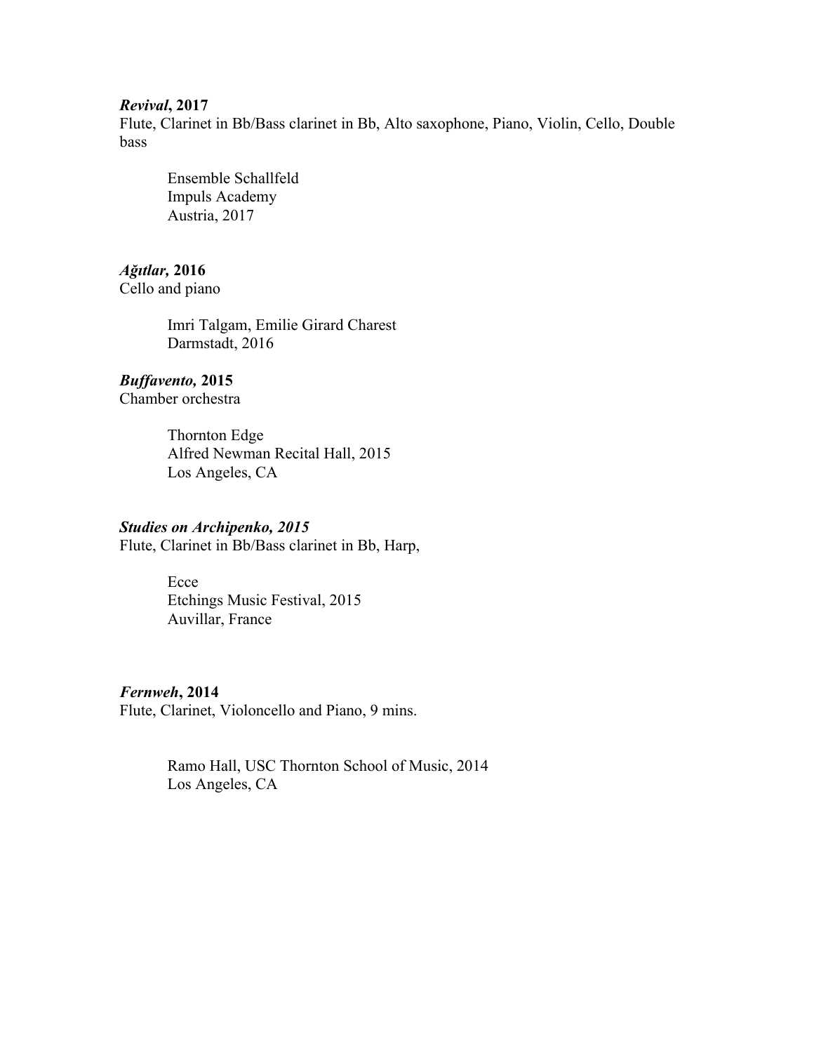***Revival*, 2017**
Flute, Clarinet in Bb/Bass clarinet in Bb, Alto saxophone, Piano, Violin, Cello, Double bass

> Ensemble Schallfeld
> Impuls Academy
> Austria, 2017

***Ağıtlar,* 2016**
Cello and piano

> Imri Talgam, Emilie Girard Charest
> Darmstadt, 2016

***Buffavento,* 2015**
Chamber orchestra

> Thornton Edge
> Alfred Newman Recital Hall, 2015
> Los Angeles, CA

***Studies on Archipenko, 2015***
Flute, Clarinet in Bb/Bass clarinet in Bb, Harp,

> Ecce
> Etchings Music Festival, 2015
> Auvillar, France

***Fernweh*, 2014**
Flute, Clarinet, Violoncello and Piano, 9 mins.

> Ramo Hall, USC Thornton School of Music, 2014
> Los Angeles, CA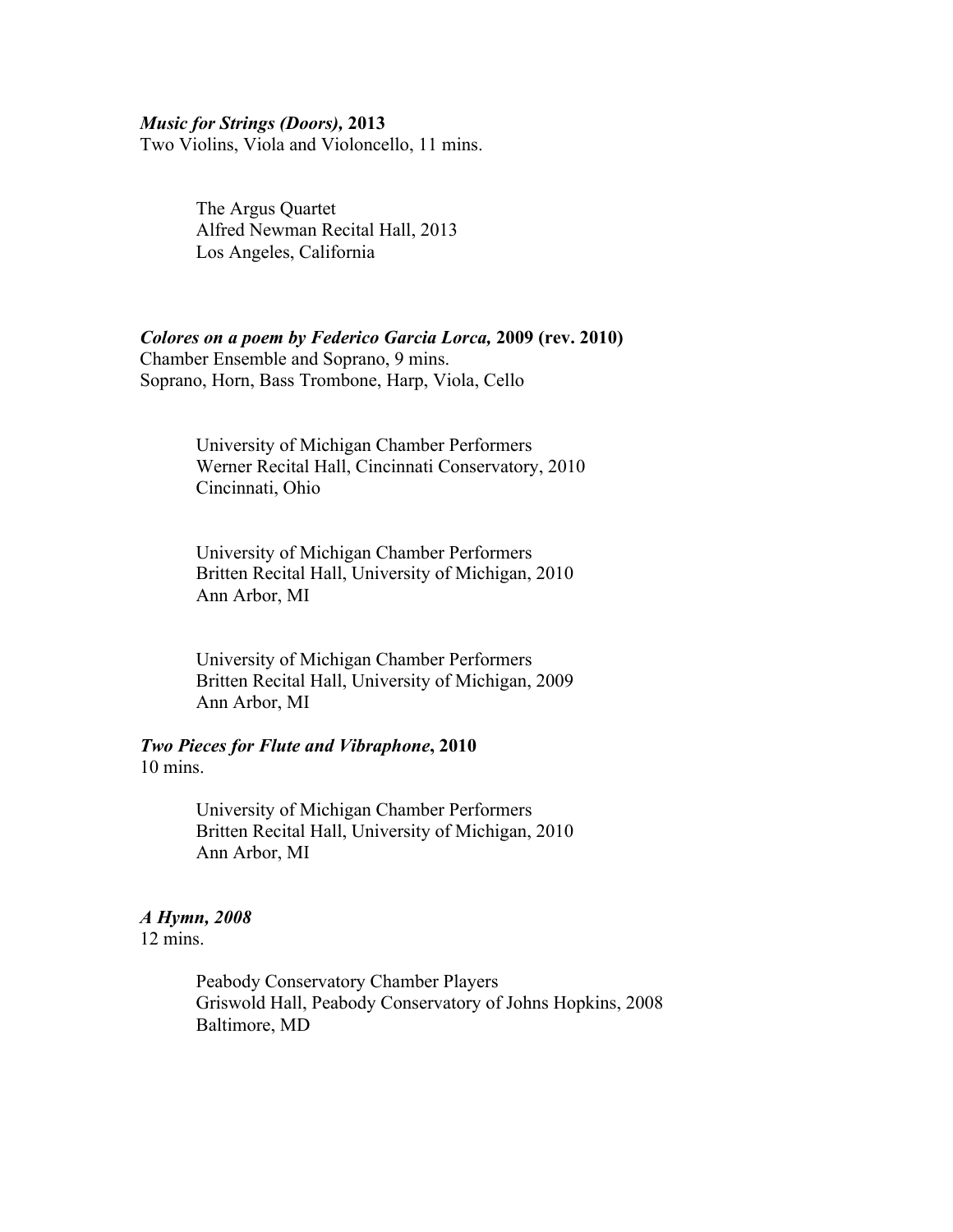***Music for Strings (Doors),* 2013**
Two Violins, Viola and Violoncello, 11 mins.

> The Argus Quartet
> Alfred Newman Recital Hall, 2013
> Los Angeles, California

***Colores on a poem by Federico Garcia Lorca,* 2009 (rev. 2010)**
Chamber Ensemble and Soprano, 9 mins.
Soprano, Horn, Bass Trombone, Harp, Viola, Cello

> University of Michigan Chamber Performers
> Werner Recital Hall, Cincinnati Conservatory, 2010
> Cincinnati, Ohio

> University of Michigan Chamber Performers
> Britten Recital Hall, University of Michigan, 2010
> Ann Arbor, MI

> University of Michigan Chamber Performers
> Britten Recital Hall, University of Michigan, 2009
> Ann Arbor, MI

***Two Pieces for Flute and Vibraphone*, 2010**
10 mins.

> University of Michigan Chamber Performers
> Britten Recital Hall, University of Michigan, 2010
> Ann Arbor, MI

***A Hymn, 2008***
12 mins.

> Peabody Conservatory Chamber Players
> Griswold Hall, Peabody Conservatory of Johns Hopkins, 2008
> Baltimore, MD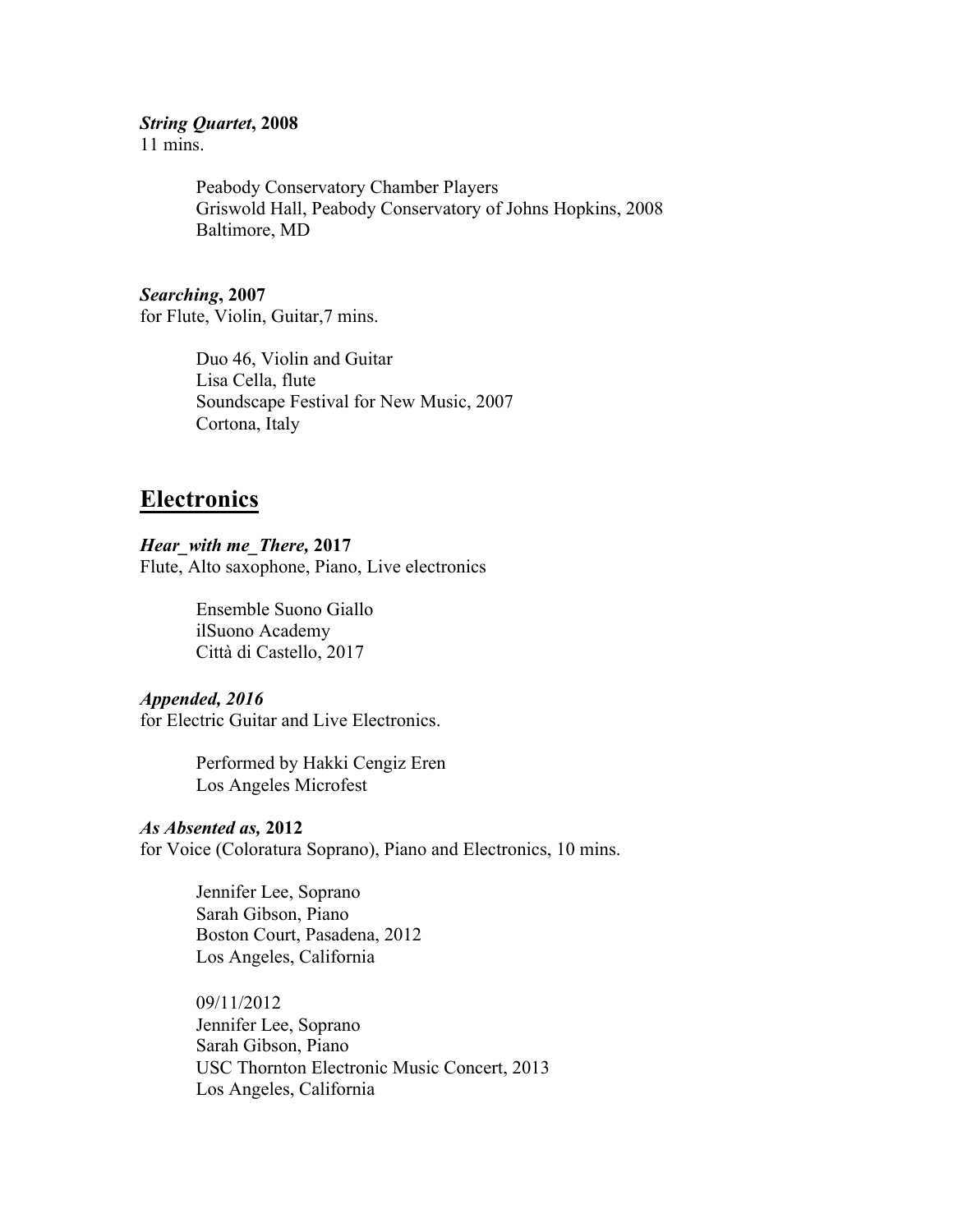***String Quartet*, 2008**
11 mins.

> Peabody Conservatory Chamber Players
> Griswold Hall, Peabody Conservatory of Johns Hopkins, 2008
> Baltimore, MD

***Searching*, 2007**
for Flute, Violin, Guitar,7 mins.

> Duo 46, Violin and Guitar
> Lisa Cella, flute
> Soundscape Festival for New Music, 2007
> Cortona, Italy

## Electronics

***Hear_with me_There,* 2017**
Flute, Alto saxophone, Piano, Live electronics

> Ensemble Suono Giallo
> ilSuono Academy
> Città di Castello, 2017

***Appended, 2016***
for Electric Guitar and Live Electronics.

> Performed by Hakki Cengiz Eren
> Los Angeles Microfest

***As Absented as,* 2012**
for Voice (Coloratura Soprano), Piano and Electronics, 10 mins.

> Jennifer Lee, Soprano
> Sarah Gibson, Piano
> Boston Court, Pasadena, 2012
> Los Angeles, California
>
> 09/11/2012
> Jennifer Lee, Soprano
> Sarah Gibson, Piano
> USC Thornton Electronic Music Concert, 2013
> Los Angeles, California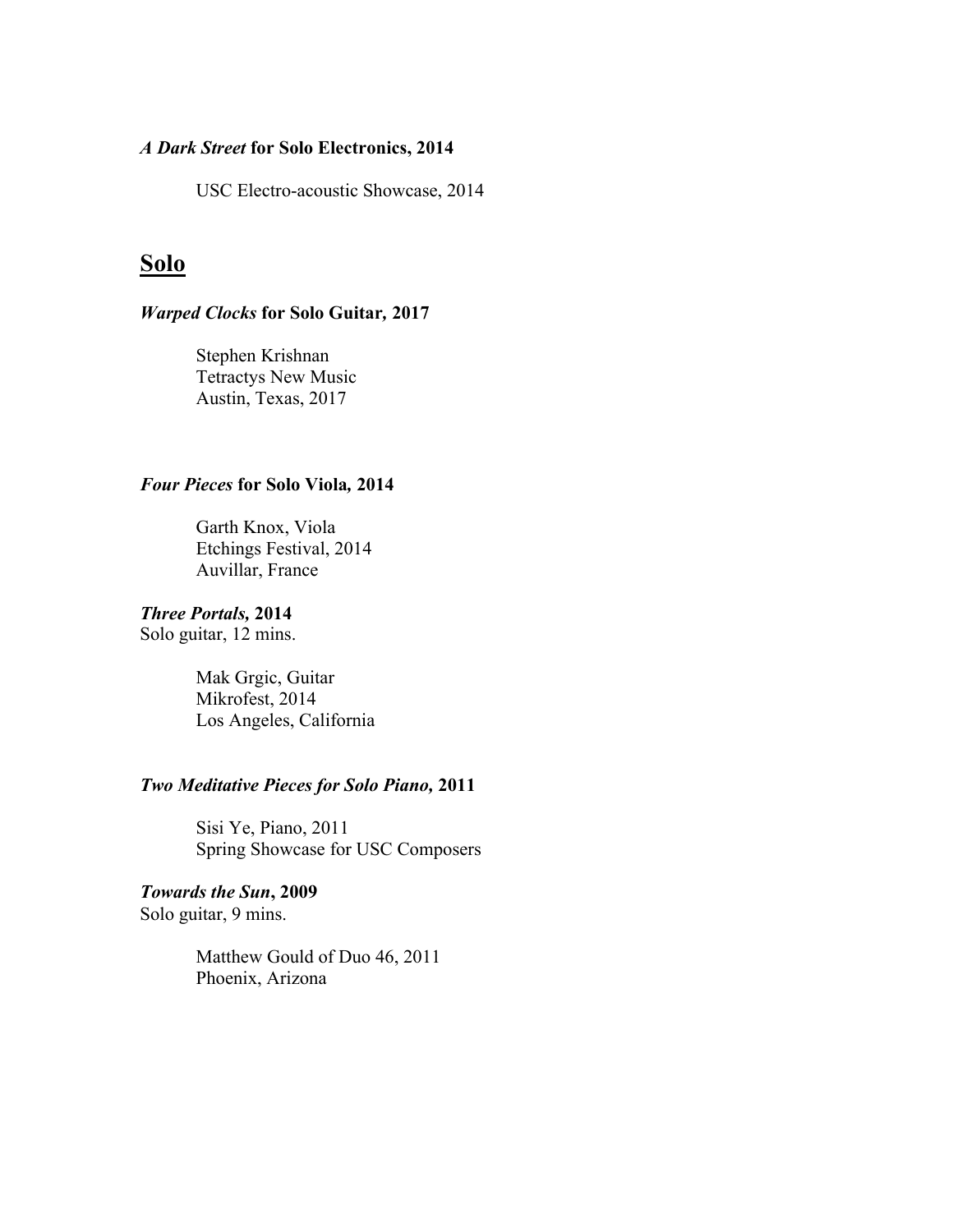***A Dark Street* for Solo Electronics, 2014**

USC Electro-acoustic Showcase, 2014

## Solo

***Warped Clocks* for Solo Guitar, 2017**

Stephen Krishnan
Tetractys New Music
Austin, Texas, 2017

***Four Pieces* for Solo Viola, 2014**

Garth Knox, Viola
Etchings Festival, 2014
Auvillar, France

***Three Portals,* 2014**
Solo guitar, 12 mins.

Mak Grgic, Guitar
Mikrofest, 2014
Los Angeles, California

***Two Meditative Pieces for Solo Piano,* 2011**

Sisi Ye, Piano, 2011
Spring Showcase for USC Composers

***Towards the Sun*, 2009**
Solo guitar, 9 mins.

Matthew Gould of Duo 46, 2011
Phoenix, Arizona